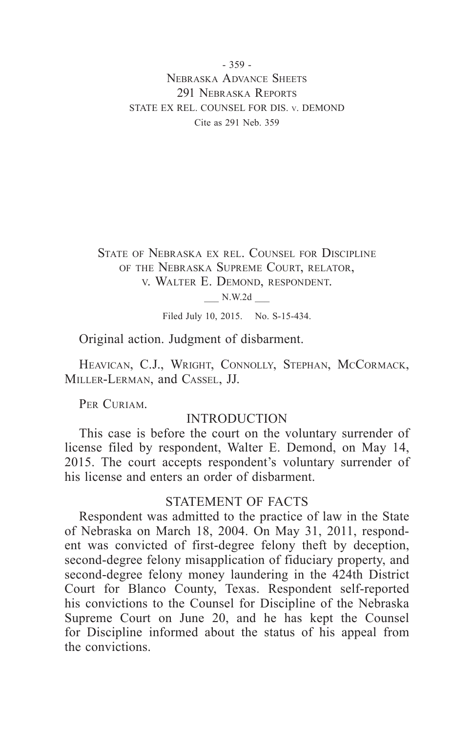State of Nebraska ex rel. Counsel for Discipline of the Nebraska Supreme Court, relator, v. Walter E. Demond, respondent.

___ N.W.2d ___

Filed July 10, 2015. No. S-15-434.

Original action. Judgment of disbarment.

Heavican, C.J., Wright, Connolly, Stephan, McCormack, Miller-Lerman, and Cassel, JJ.

Per Curiam.

## INTRODUCTION

This case is before the court on the voluntary surrender of license filed by respondent, Walter E. Demond, on May 14, 2015. The court accepts respondent's voluntary surrender of his license and enters an order of disbarment.

## STATEMENT OF FACTS

Respondent was admitted to the practice of law in the State of Nebraska on March 18, 2004. On May 31, 2011, respondent was convicted of first-degree felony theft by deception, second-degree felony misapplication of fiduciary property, and second-degree felony money laundering in the 424th District Court for Blanco County, Texas. Respondent self-reported his convictions to the Counsel for Discipline of the Nebraska Supreme Court on June 20, and he has kept the Counsel for Discipline informed about the status of his appeal from the convictions.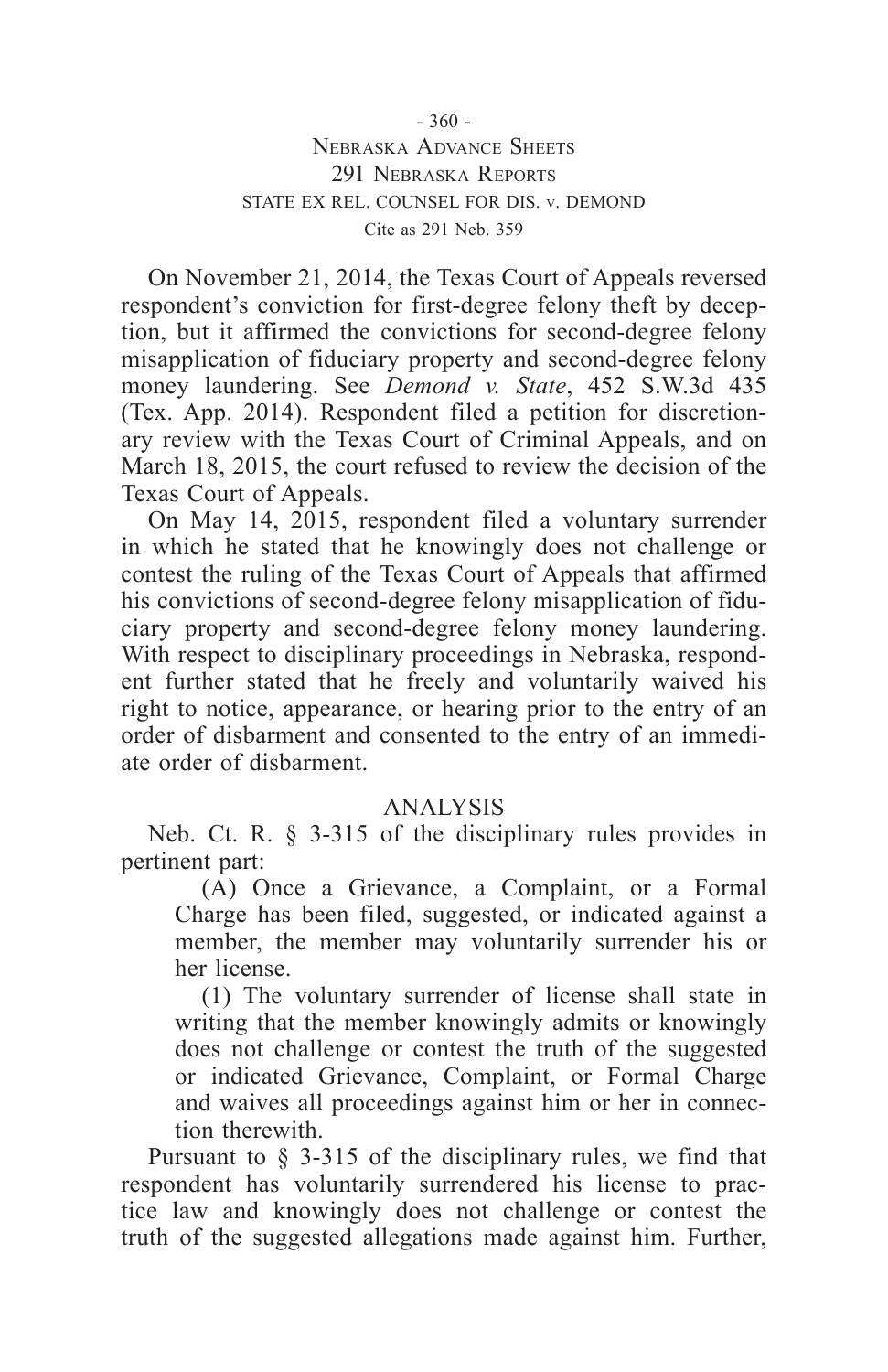On November 21, 2014, the Texas Court of Appeals reversed respondent's conviction for first-degree felony theft by deception, but it affirmed the convictions for second-degree felony misapplication of fiduciary property and second-degree felony money laundering. See *Demond v. State*, 452 S.W.3d 435 (Tex. App. 2014). Respondent filed a petition for discretionary review with the Texas Court of Criminal Appeals, and on March 18, 2015, the court refused to review the decision of the Texas Court of Appeals.

On May 14, 2015, respondent filed a voluntary surrender in which he stated that he knowingly does not challenge or contest the ruling of the Texas Court of Appeals that affirmed his convictions of second-degree felony misapplication of fiduciary property and second-degree felony money laundering. With respect to disciplinary proceedings in Nebraska, respondent further stated that he freely and voluntarily waived his right to notice, appearance, or hearing prior to the entry of an order of disbarment and consented to the entry of an immediate order of disbarment.

## ANALYSIS

Neb. Ct. R. § 3-315 of the disciplinary rules provides in pertinent part:

> (A) Once a Grievance, a Complaint, or a Formal Charge has been filed, suggested, or indicated against a member, the member may voluntarily surrender his or her license.
>
> (1) The voluntary surrender of license shall state in writing that the member knowingly admits or knowingly does not challenge or contest the truth of the suggested or indicated Grievance, Complaint, or Formal Charge and waives all proceedings against him or her in connection therewith.

Pursuant to § 3-315 of the disciplinary rules, we find that respondent has voluntarily surrendered his license to practice law and knowingly does not challenge or contest the truth of the suggested allegations made against him. Further,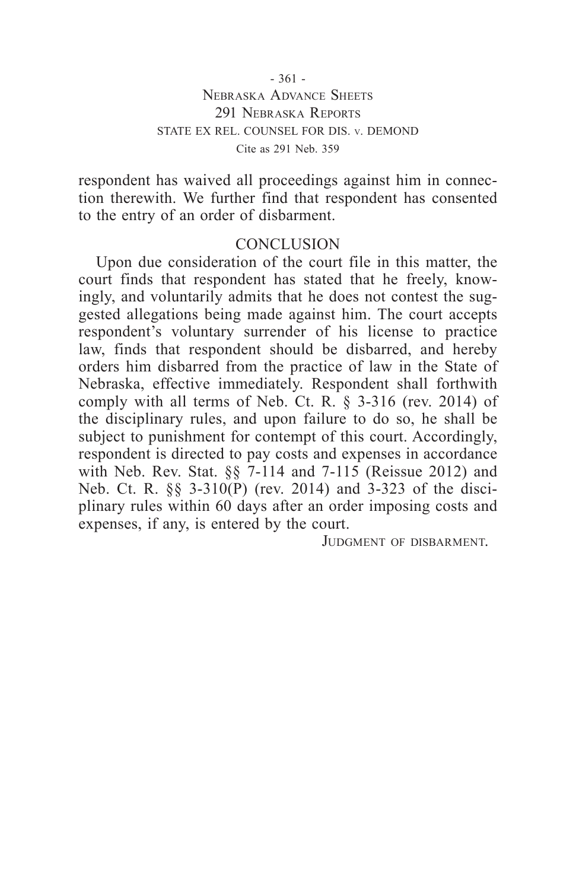respondent has waived all proceedings against him in connection therewith. We further find that respondent has consented to the entry of an order of disbarment.

## CONCLUSION

Upon due consideration of the court file in this matter, the court finds that respondent has stated that he freely, knowingly, and voluntarily admits that he does not contest the suggested allegations being made against him. The court accepts respondent's voluntary surrender of his license to practice law, finds that respondent should be disbarred, and hereby orders him disbarred from the practice of law in the State of Nebraska, effective immediately. Respondent shall forthwith comply with all terms of Neb. Ct. R. § 3-316 (rev. 2014) of the disciplinary rules, and upon failure to do so, he shall be subject to punishment for contempt of this court. Accordingly, respondent is directed to pay costs and expenses in accordance with Neb. Rev. Stat. §§ 7-114 and 7-115 (Reissue 2012) and Neb. Ct. R. §§ 3-310(P) (rev. 2014) and 3-323 of the disciplinary rules within 60 days after an order imposing costs and expenses, if any, is entered by the court.

Judgment of disbarment.